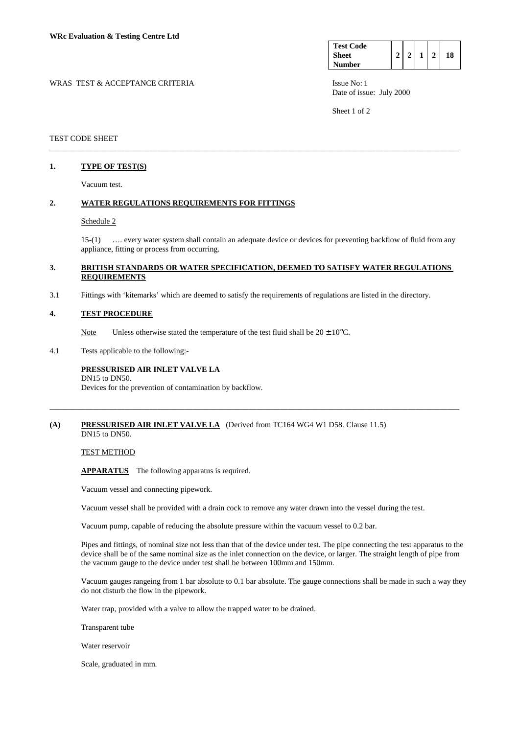**WRc Evaluation & Testing Centre Ltd**

| Test Code Sheet Number | 2 | 2 | 1 | 2 | 18 |
|---|---|---|---|---|---|

WRAS TEST & ACCEPTANCE CRITERIA

Issue No: 1
Date of issue: July 2000

TEST CODE SHEET

---

## 1. TYPE OF TEST(S)

Vacuum test.

## 2. WATER REGULATIONS REQUIREMENTS FOR FITTINGS

Schedule 2

15-(1) …. every water system shall contain an adequate device or devices for preventing backflow of fluid from any appliance, fitting or process from occurring.

## 3. BRITISH STANDARDS OR WATER SPECIFICATION, DEEMED TO SATISFY WATER REGULATIONS REQUIREMENTS

3.1 Fittings with 'kitemarks' which are deemed to satisfy the requirements of regulations are listed in the directory.

## 4. TEST PROCEDURE

Note Unless otherwise stated the temperature of the test fluid shall be $20 \pm 10°C$.

4.1 Tests applicable to the following:-

**PRESSURISED AIR INLET VALVE LA**
DN15 to DN50.
Devices for the prevention of contamination by backflow.

---

## (A) PRESSURISED AIR INLET VALVE LA (Derived from TC164 WG4 W1 D58. Clause 11.5)

DN15 to DN50.

TEST METHOD

**APPARATUS** The following apparatus is required.

Vacuum vessel and connecting pipework.

Vacuum vessel shall be provided with a drain cock to remove any water drawn into the vessel during the test.

Vacuum pump, capable of reducing the absolute pressure within the vacuum vessel to 0.2 bar.

Pipes and fittings, of nominal size not less than that of the device under test. The pipe connecting the test apparatus to the device shall be of the same nominal size as the inlet connection on the device, or larger. The straight length of pipe from the vacuum gauge to the device under test shall be between 100mm and 150mm.

Vacuum gauges rangeing from 1 bar absolute to 0.1 bar absolute. The gauge connections shall be made in such a way they do not disturb the flow in the pipework.

Water trap, provided with a valve to allow the trapped water to be drained.

Transparent tube

Water reservoir

Scale, graduated in mm.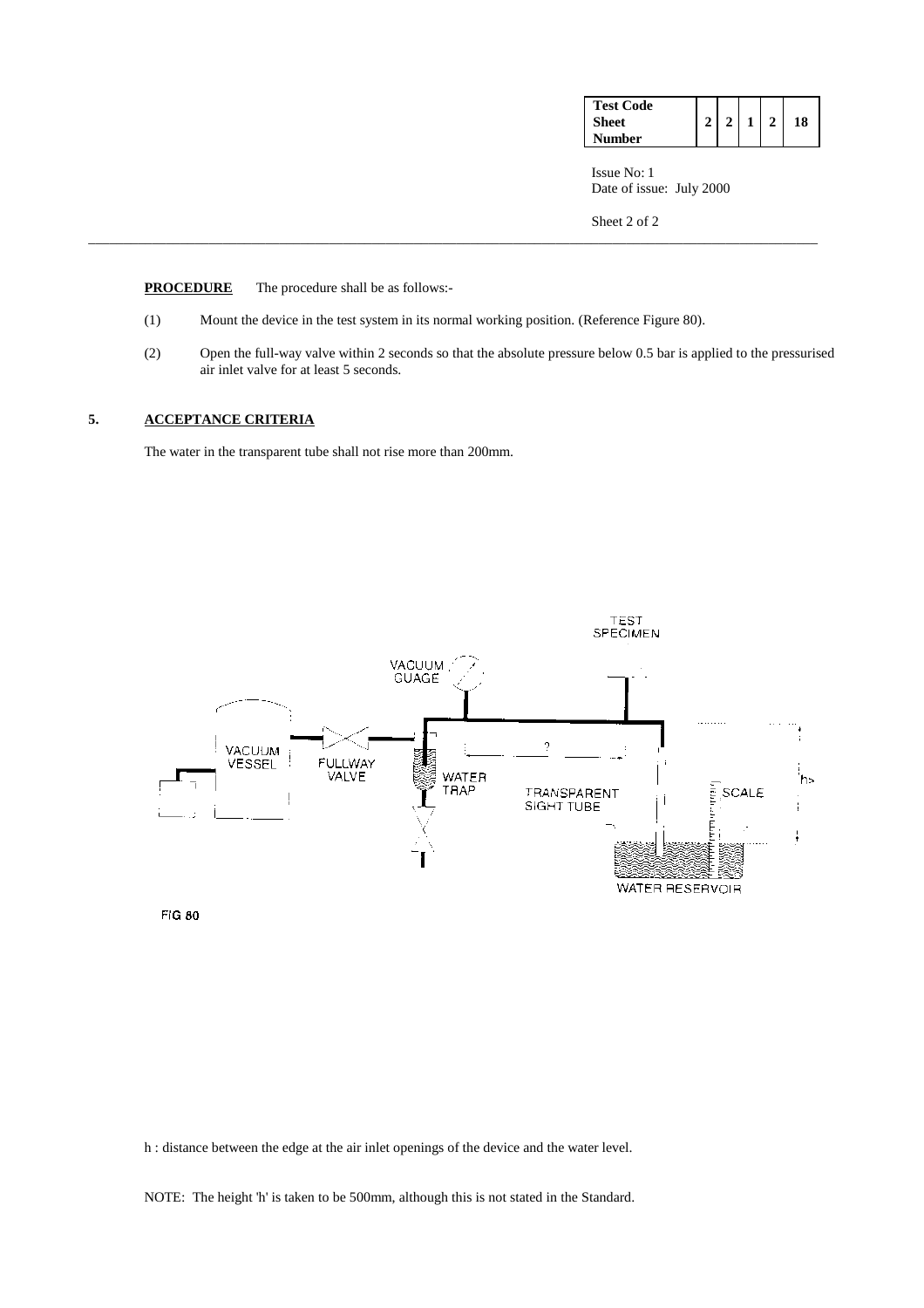| Test Code Sheet Number | 2 | 2 | 1 | 2 | 18 |
|---|---|---|---|---|---|

Issue No: 1
Date of issue: July 2000

**PROCEDURE** The procedure shall be as follows:-

(1) Mount the device in the test system in its normal working position. (Reference Figure 80).

(2) Open the full-way valve within 2 seconds so that the absolute pressure below 0.5 bar is applied to the pressurised air inlet valve for at least 5 seconds.

## 5. ACCEPTANCE CRITERIA

The water in the transparent tube shall not rise more than 200mm.

TEST SPECIMEN

VACUUM GUAGE

VACUUM VESSEL

FULLWAY VALVE

WATER TRAP

TRANSPARENT SIGHT TUBE

SCALE

h>

WATER RESERVOIR

FIG 80

h : distance between the edge at the air inlet openings of the device and the water level.

NOTE: The height 'h' is taken to be 500mm, although this is not stated in the Standard.